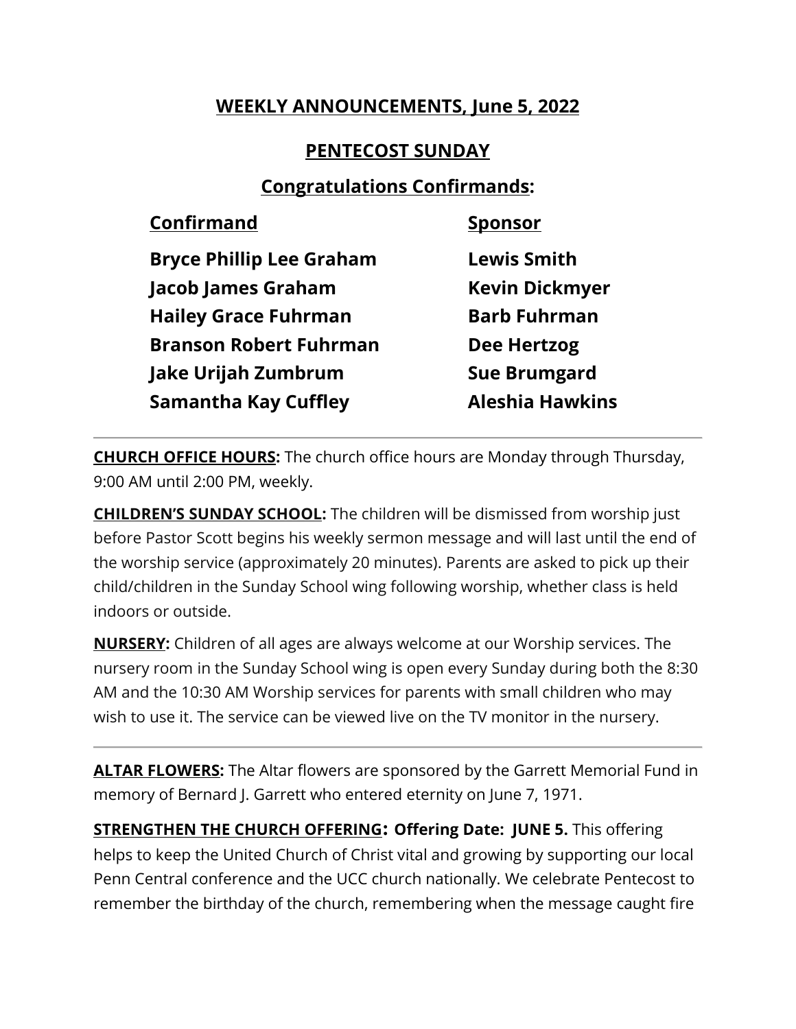## WEEKLY ANNOUNCEMENTS, June 5, 2022

## PENTECOST SUNDAY

### Congratulations Confirmands:

| Confirmand | Sponsor |
|---|---|
| **Bryce Phillip Lee Graham** | **Lewis Smith** |
| **Jacob James Graham** | **Kevin Dickmyer** |
| **Hailey Grace Fuhrman** | **Barb Fuhrman** |
| **Branson Robert Fuhrman** | **Dee Hertzog** |
| **Jake Urijah Zumbrum** | **Sue Brumgard** |
| **Samantha Kay Cuffley** | **Aleshia Hawkins** |

---

**CHURCH OFFICE HOURS:** The church office hours are Monday through Thursday, 9:00 AM until 2:00 PM, weekly.

**CHILDREN'S SUNDAY SCHOOL:** The children will be dismissed from worship just before Pastor Scott begins his weekly sermon message and will last until the end of the worship service (approximately 20 minutes). Parents are asked to pick up their child/children in the Sunday School wing following worship, whether class is held indoors or outside.

**NURSERY:** Children of all ages are always welcome at our Worship services. The nursery room in the Sunday School wing is open every Sunday during both the 8:30 AM and the 10:30 AM Worship services for parents with small children who may wish to use it. The service can be viewed live on the TV monitor in the nursery.

---

**ALTAR FLOWERS:** The Altar flowers are sponsored by the Garrett Memorial Fund in memory of Bernard J. Garrett who entered eternity on June 7, 1971.

**STRENGTHEN THE CHURCH OFFERING: Offering Date: JUNE 5.** This offering helps to keep the United Church of Christ vital and growing by supporting our local Penn Central conference and the UCC church nationally. We celebrate Pentecost to remember the birthday of the church, remembering when the message caught fire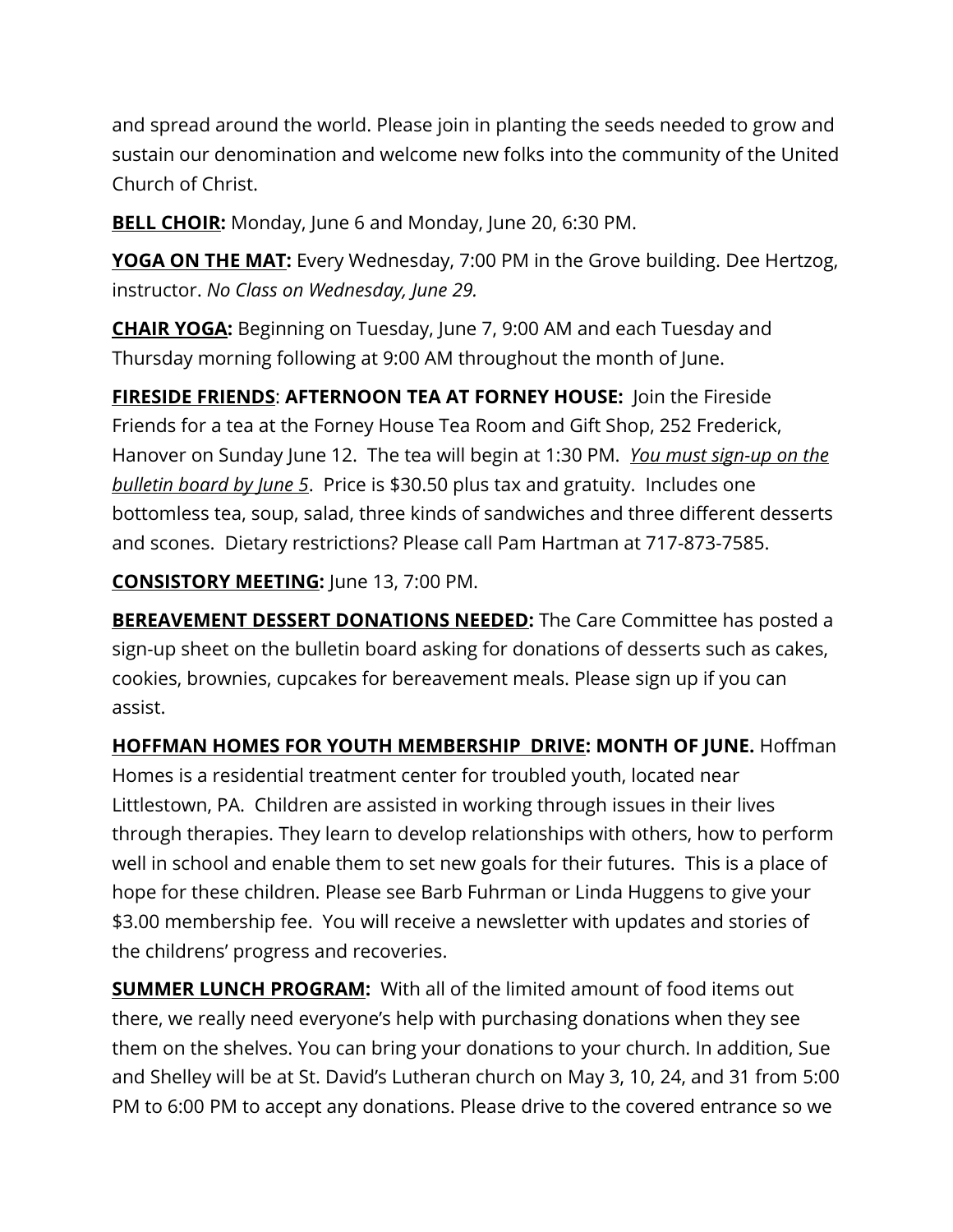and spread around the world. Please join in planting the seeds needed to grow and sustain our denomination and welcome new folks into the community of the United Church of Christ.

**BELL CHOIR:** Monday, June 6 and Monday, June 20, 6:30 PM.

**YOGA ON THE MAT:** Every Wednesday, 7:00 PM in the Grove building. Dee Hertzog, instructor. *No Class on Wednesday, June 29.*

**CHAIR YOGA:** Beginning on Tuesday, June 7, 9:00 AM and each Tuesday and Thursday morning following at 9:00 AM throughout the month of June.

**FIRESIDE FRIENDS**: **AFTERNOON TEA AT FORNEY HOUSE:** Join the Fireside Friends for a tea at the Forney House Tea Room and Gift Shop, 252 Frederick, Hanover on Sunday June 12. The tea will begin at 1:30 PM. *You must sign-up on the bulletin board by June 5*. Price is $30.50 plus tax and gratuity. Includes one bottomless tea, soup, salad, three kinds of sandwiches and three different desserts and scones. Dietary restrictions? Please call Pam Hartman at 717-873-7585.

**CONSISTORY MEETING:** June 13, 7:00 PM.

**BEREAVEMENT DESSERT DONATIONS NEEDED:** The Care Committee has posted a sign-up sheet on the bulletin board asking for donations of desserts such as cakes, cookies, brownies, cupcakes for bereavement meals. Please sign up if you can assist.

**HOFFMAN HOMES FOR YOUTH MEMBERSHIP DRIVE: MONTH OF JUNE.** Hoffman Homes is a residential treatment center for troubled youth, located near Littlestown, PA. Children are assisted in working through issues in their lives through therapies. They learn to develop relationships with others, how to perform well in school and enable them to set new goals for their futures. This is a place of hope for these children. Please see Barb Fuhrman or Linda Huggens to give your $3.00 membership fee. You will receive a newsletter with updates and stories of the childrens' progress and recoveries.

**SUMMER LUNCH PROGRAM:** With all of the limited amount of food items out there, we really need everyone's help with purchasing donations when they see them on the shelves. You can bring your donations to your church. In addition, Sue and Shelley will be at St. David's Lutheran church on May 3, 10, 24, and 31 from 5:00 PM to 6:00 PM to accept any donations. Please drive to the covered entrance so we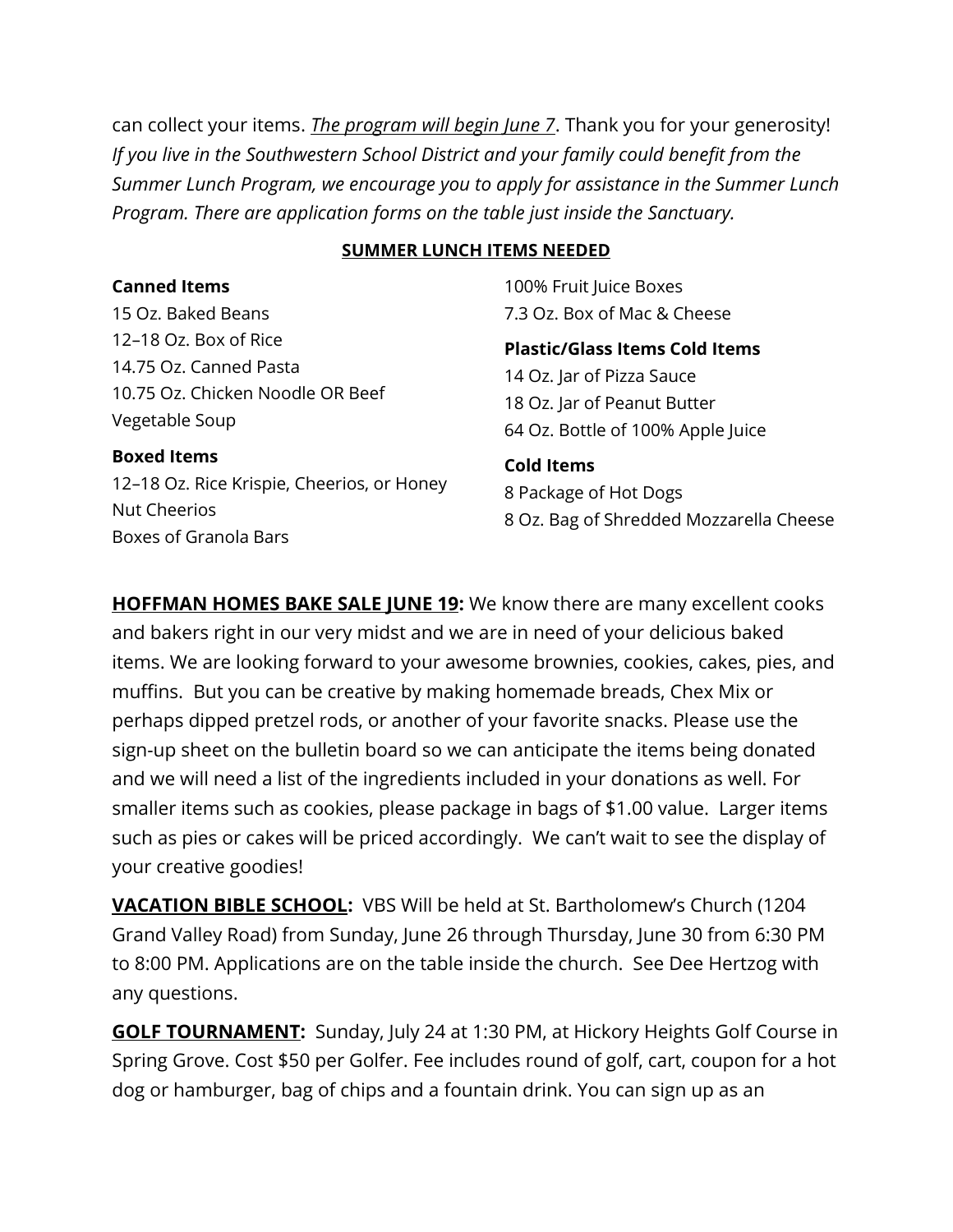can collect your items. *<u>The program will begin June 7</u>*. Thank you for your generosity! *If you live in the Southwestern School District and your family could benefit from the Summer Lunch Program, we encourage you to apply for assistance in the Summer Lunch Program. There are application forms on the table just inside the Sanctuary.*

**<u>SUMMER LUNCH ITEMS NEEDED</u>**

**Canned Items**
15 Oz. Baked Beans
12–18 Oz. Box of Rice
14.75 Oz. Canned Pasta
10.75 Oz. Chicken Noodle OR Beef Vegetable Soup

**Boxed Items**
12–18 Oz. Rice Krispie, Cheerios, or Honey Nut Cheerios
Boxes of Granola Bars
100% Fruit Juice Boxes
7.3 Oz. Box of Mac & Cheese

**Plastic/Glass Items Cold Items**
14 Oz. Jar of Pizza Sauce
18 Oz. Jar of Peanut Butter
64 Oz. Bottle of 100% Apple Juice

**Cold Items**
8 Package of Hot Dogs
8 Oz. Bag of Shredded Mozzarella Cheese

**<u>HOFFMAN HOMES BAKE SALE JUNE 19</u>:** We know there are many excellent cooks and bakers right in our very midst and we are in need of your delicious baked items. We are looking forward to your awesome brownies, cookies, cakes, pies, and muffins. But you can be creative by making homemade breads, Chex Mix or perhaps dipped pretzel rods, or another of your favorite snacks. Please use the sign-up sheet on the bulletin board so we can anticipate the items being donated and we will need a list of the ingredients included in your donations as well. For smaller items such as cookies, please package in bags of $1.00 value. Larger items such as pies or cakes will be priced accordingly. We can't wait to see the display of your creative goodies!

**<u>VACATION BIBLE SCHOOL</u>:** VBS Will be held at St. Bartholomew's Church (1204 Grand Valley Road) from Sunday, June 26 through Thursday, June 30 from 6:30 PM to 8:00 PM. Applications are on the table inside the church. See Dee Hertzog with any questions.

**<u>GOLF TOURNAMENT</u>:** Sunday, July 24 at 1:30 PM, at Hickory Heights Golf Course in Spring Grove. Cost $50 per Golfer. Fee includes round of golf, cart, coupon for a hot dog or hamburger, bag of chips and a fountain drink. You can sign up as an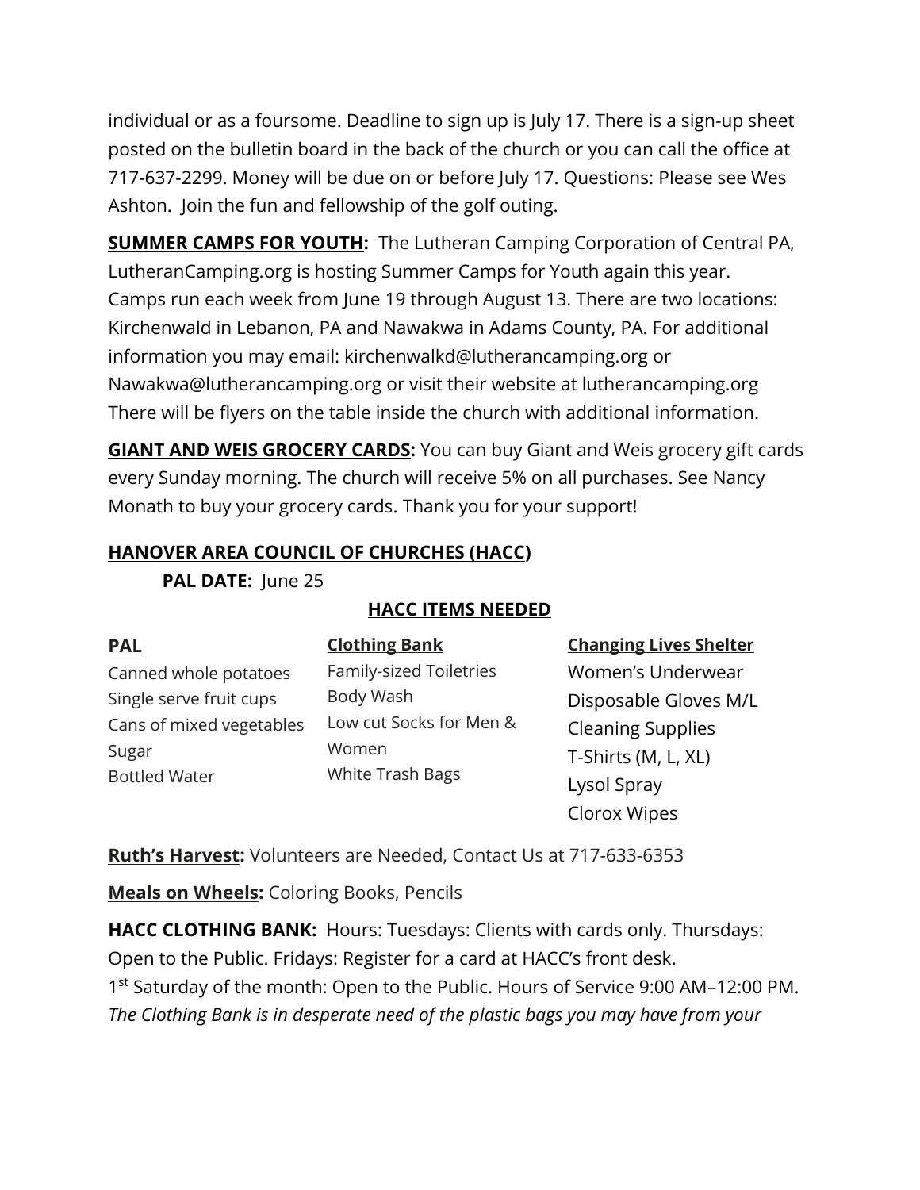individual or as a foursome. Deadline to sign up is July 17. There is a sign-up sheet posted on the bulletin board in the back of the church or you can call the office at 717-637-2299. Money will be due on or before July 17. Questions: Please see Wes Ashton. Join the fun and fellowship of the golf outing.

**SUMMER CAMPS FOR YOUTH:** The Lutheran Camping Corporation of Central PA, LutheranCamping.org is hosting Summer Camps for Youth again this year. Camps run each week from June 19 through August 13. There are two locations: Kirchenwald in Lebanon, PA and Nawakwa in Adams County, PA. For additional information you may email: kirchenwalkd@lutherancamping.org or Nawakwa@lutherancamping.org or visit their website at lutherancamping.org There will be flyers on the table inside the church with additional information.

**GIANT AND WEIS GROCERY CARDS:** You can buy Giant and Weis grocery gift cards every Sunday morning. The church will receive 5% on all purchases. See Nancy Monath to buy your grocery cards. Thank you for your support!

**HANOVER AREA COUNCIL OF CHURCHES (HACC)**

**PAL DATE:** June 25

**HACC ITEMS NEEDED**

| PAL | Clothing Bank | Changing Lives Shelter |
|---|---|---|
| Canned whole potatoes | Family-sized Toiletries | Women's Underwear |
| Single serve fruit cups | Body Wash | Disposable Gloves M/L |
| Cans of mixed vegetables | Low cut Socks for Men & Women | Cleaning Supplies |
| Sugar | White Trash Bags | T-Shirts (M, L, XL) |
| Bottled Water | | Lysol Spray |
| | | Clorox Wipes |

**Ruth's Harvest:** Volunteers are Needed, Contact Us at 717-633-6353

**Meals on Wheels:** Coloring Books, Pencils

**HACC CLOTHING BANK:** Hours: Tuesdays: Clients with cards only. Thursdays: Open to the Public. Fridays: Register for a card at HACC's front desk.
1st Saturday of the month: Open to the Public. Hours of Service 9:00 AM–12:00 PM.
*The Clothing Bank is in desperate need of the plastic bags you may have from your*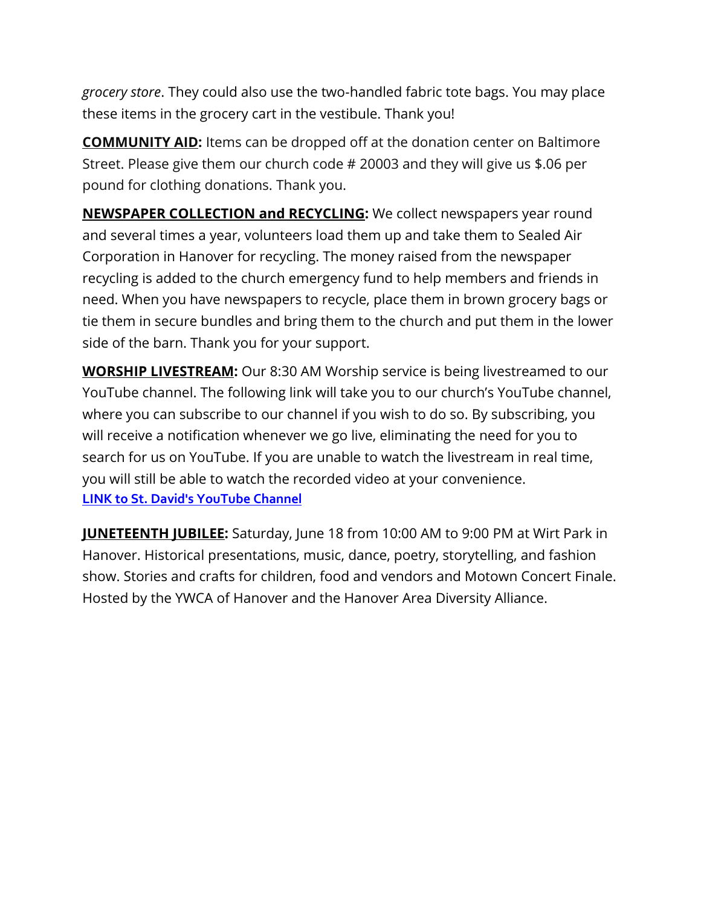*grocery store*. They could also use the two-handled fabric tote bags. You may place these items in the grocery cart in the vestibule. Thank you!

**COMMUNITY AID:** Items can be dropped off at the donation center on Baltimore Street. Please give them our church code # 20003 and they will give us $.06 per pound for clothing donations. Thank you.

**NEWSPAPER COLLECTION and RECYCLING:** We collect newspapers year round and several times a year, volunteers load them up and take them to Sealed Air Corporation in Hanover for recycling. The money raised from the newspaper recycling is added to the church emergency fund to help members and friends in need. When you have newspapers to recycle, place them in brown grocery bags or tie them in secure bundles and bring them to the church and put them in the lower side of the barn. Thank you for your support.

**WORSHIP LIVESTREAM:** Our 8:30 AM Worship service is being livestreamed to our YouTube channel. The following link will take you to our church's YouTube channel, where you can subscribe to our channel if you wish to do so. By subscribing, you will receive a notification whenever we go live, eliminating the need for you to search for us on YouTube. If you are unable to watch the livestream in real time, you will still be able to watch the recorded video at your convenience.
**LINK to St. David's YouTube Channel**

**JUNETEENTH JUBILEE:** Saturday, June 18 from 10:00 AM to 9:00 PM at Wirt Park in Hanover. Historical presentations, music, dance, poetry, storytelling, and fashion show. Stories and crafts for children, food and vendors and Motown Concert Finale. Hosted by the YWCA of Hanover and the Hanover Area Diversity Alliance.